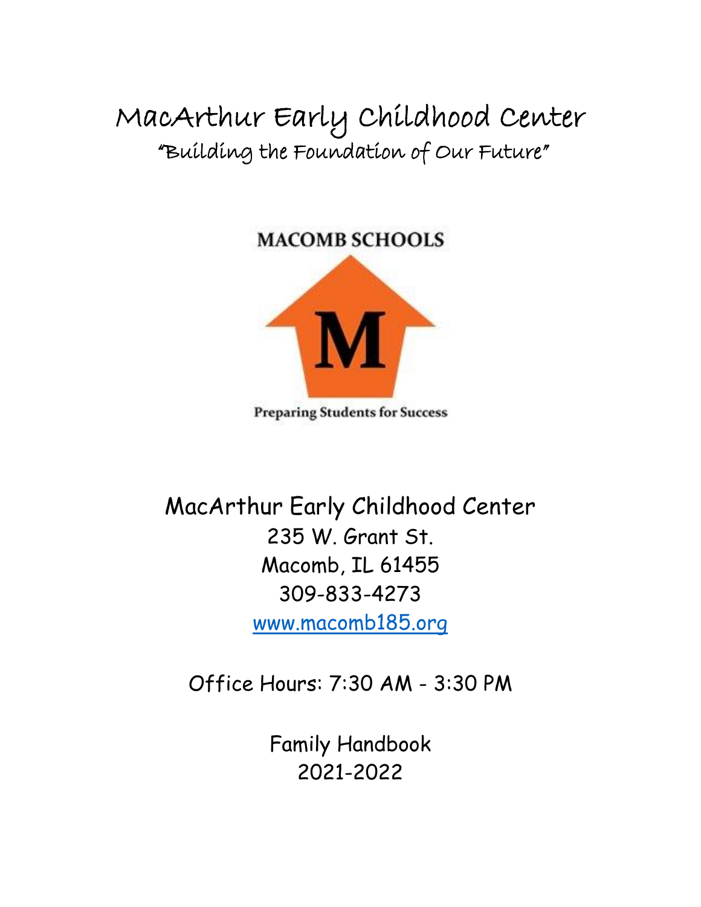# MacArthur Early Childhood Center

## "Building the Foundation of Our Future"

MACOMB SCHOOLS

M

Preparing Students for Success

MacArthur Early Childhood Center
235 W. Grant St.
Macomb, IL 61455
309-833-4273
www.macomb185.org

Office Hours: 7:30 AM - 3:30 PM

Family Handbook
2021-2022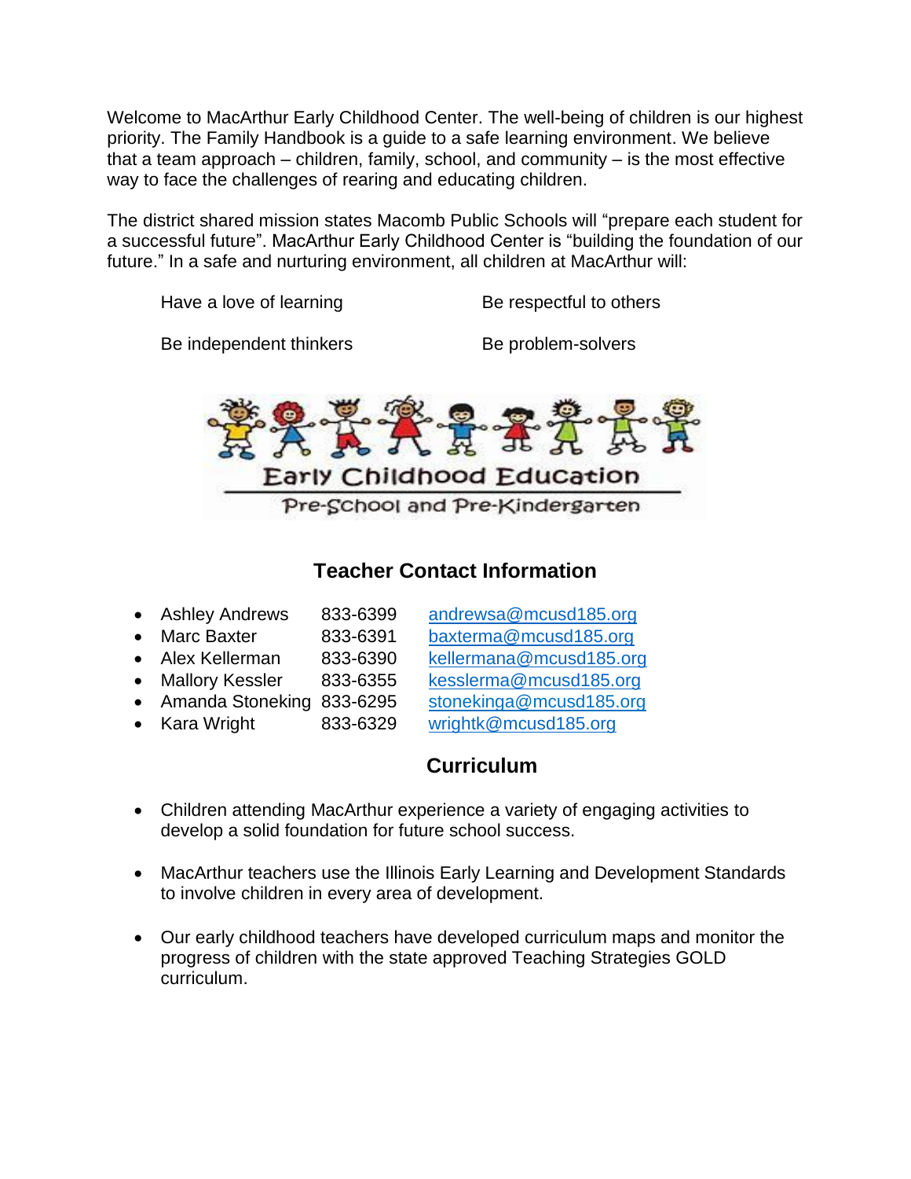Welcome to MacArthur Early Childhood Center. The well-being of children is our highest priority. The Family Handbook is a guide to a safe learning environment. We believe that a team approach – children, family, school, and community – is the most effective way to face the challenges of rearing and educating children.

The district shared mission states Macomb Public Schools will "prepare each student for a successful future". MacArthur Early Childhood Center is "building the foundation of our future." In a safe and nurturing environment, all children at MacArthur will:

- Have a love of learning
- Be respectful to others
- Be independent thinkers
- Be problem-solvers

Early Childhood Education

Pre-School and Pre-Kindergarten

## Teacher Contact Information

- Ashley Andrews 833-6399 andrewsa@mcusd185.org
- Marc Baxter 833-6391 baxterma@mcusd185.org
- Alex Kellerman 833-6390 kellermana@mcusd185.org
- Mallory Kessler 833-6355 kesslerma@mcusd185.org
- Amanda Stoneking 833-6295 stonekinga@mcusd185.org
- Kara Wright 833-6329 wrightk@mcusd185.org

## Curriculum

- Children attending MacArthur experience a variety of engaging activities to develop a solid foundation for future school success.

- MacArthur teachers use the Illinois Early Learning and Development Standards to involve children in every area of development.

- Our early childhood teachers have developed curriculum maps and monitor the progress of children with the state approved Teaching Strategies GOLD curriculum.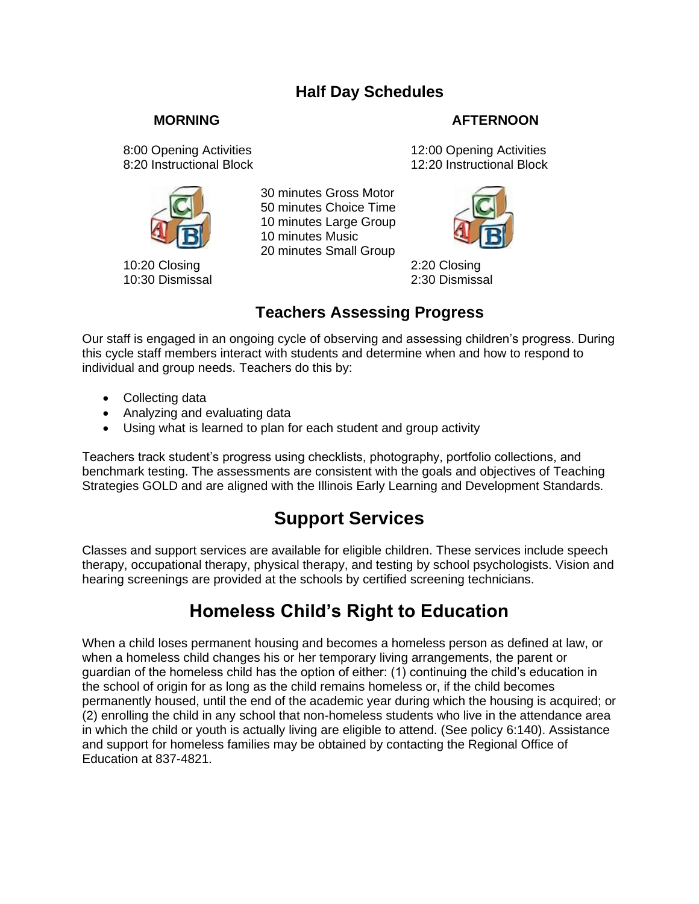## Half Day Schedules

| MORNING | | AFTERNOON |
|---|---|---|
| 8:00 Opening Activities | | 12:00 Opening Activities |
| 8:20 Instructional Block | | 12:20 Instructional Block |
| | 30 minutes Gross Motor | |
| | 50 minutes Choice Time | |
| | 10 minutes Large Group | |
| | 10 minutes Music | |
| | 20 minutes Small Group | |
| 10:20 Closing | | 2:20 Closing |
| 10:30 Dismissal | | 2:30 Dismissal |

## Teachers Assessing Progress

Our staff is engaged in an ongoing cycle of observing and assessing children's progress. During this cycle staff members interact with students and determine when and how to respond to individual and group needs. Teachers do this by:

- Collecting data
- Analyzing and evaluating data
- Using what is learned to plan for each student and group activity

Teachers track student's progress using checklists, photography, portfolio collections, and benchmark testing. The assessments are consistent with the goals and objectives of Teaching Strategies GOLD and are aligned with the Illinois Early Learning and Development Standards.

## Support Services

Classes and support services are available for eligible children. These services include speech therapy, occupational therapy, physical therapy, and testing by school psychologists. Vision and hearing screenings are provided at the schools by certified screening technicians.

## Homeless Child's Right to Education

When a child loses permanent housing and becomes a homeless person as defined at law, or when a homeless child changes his or her temporary living arrangements, the parent or guardian of the homeless child has the option of either: (1) continuing the child's education in the school of origin for as long as the child remains homeless or, if the child becomes permanently housed, until the end of the academic year during which the housing is acquired; or (2) enrolling the child in any school that non-homeless students who live in the attendance area in which the child or youth is actually living are eligible to attend. (See policy 6:140). Assistance and support for homeless families may be obtained by contacting the Regional Office of Education at 837-4821.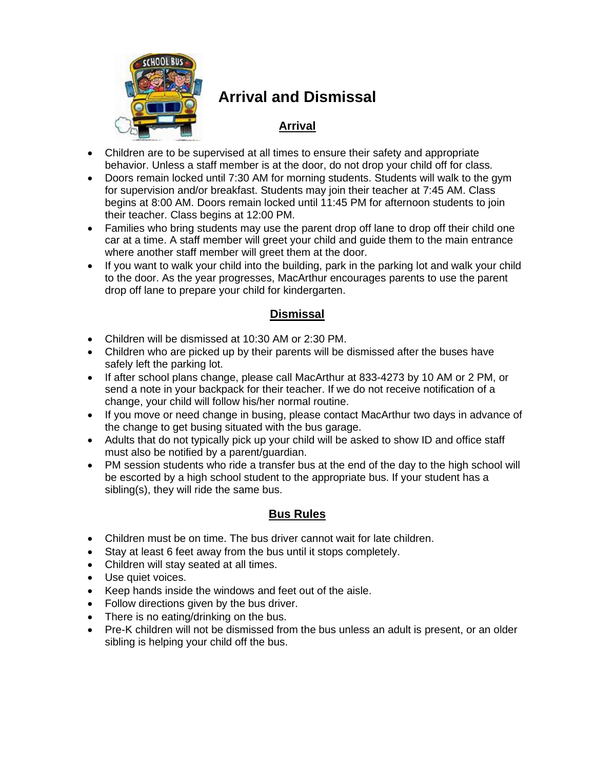# Arrival and Dismissal

## Arrival

- Children are to be supervised at all times to ensure their safety and appropriate behavior. Unless a staff member is at the door, do not drop your child off for class.
- Doors remain locked until 7:30 AM for morning students. Students will walk to the gym for supervision and/or breakfast. Students may join their teacher at 7:45 AM. Class begins at 8:00 AM. Doors remain locked until 11:45 PM for afternoon students to join their teacher. Class begins at 12:00 PM.
- Families who bring students may use the parent drop off lane to drop off their child one car at a time. A staff member will greet your child and guide them to the main entrance where another staff member will greet them at the door.
- If you want to walk your child into the building, park in the parking lot and walk your child to the door. As the year progresses, MacArthur encourages parents to use the parent drop off lane to prepare your child for kindergarten.

## Dismissal

- Children will be dismissed at 10:30 AM or 2:30 PM.
- Children who are picked up by their parents will be dismissed after the buses have safely left the parking lot.
- If after school plans change, please call MacArthur at 833-4273 by 10 AM or 2 PM, or send a note in your backpack for their teacher. If we do not receive notification of a change, your child will follow his/her normal routine.
- If you move or need change in busing, please contact MacArthur two days in advance of the change to get busing situated with the bus garage.
- Adults that do not typically pick up your child will be asked to show ID and office staff must also be notified by a parent/guardian.
- PM session students who ride a transfer bus at the end of the day to the high school will be escorted by a high school student to the appropriate bus. If your student has a sibling(s), they will ride the same bus.

## Bus Rules

- Children must be on time. The bus driver cannot wait for late children.
- Stay at least 6 feet away from the bus until it stops completely.
- Children will stay seated at all times.
- Use quiet voices.
- Keep hands inside the windows and feet out of the aisle.
- Follow directions given by the bus driver.
- There is no eating/drinking on the bus.
- Pre-K children will not be dismissed from the bus unless an adult is present, or an older sibling is helping your child off the bus.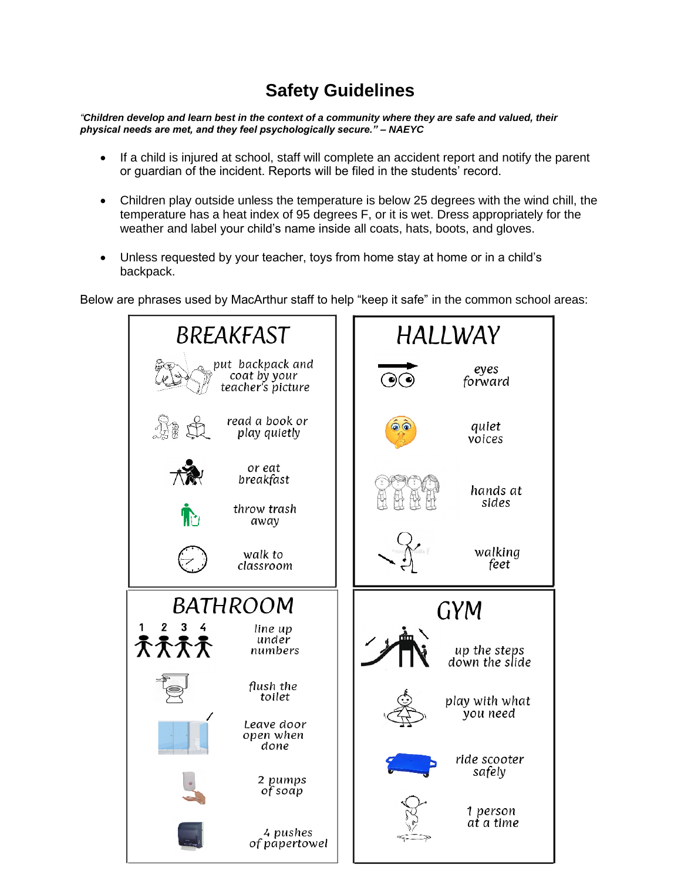# Safety Guidelines

*"Children develop and learn best in the context of a community where they are safe and valued, their physical needs are met, and they feel psychologically secure." – NAEYC*

- If a child is injured at school, staff will complete an accident report and notify the parent or guardian of the incident. Reports will be filed in the students' record.
- Children play outside unless the temperature is below 25 degrees with the wind chill, the temperature has a heat index of 95 degrees F, or it is wet. Dress appropriately for the weather and label your child's name inside all coats, hats, boots, and gloves.
- Unless requested by your teacher, toys from home stay at home or in a child's backpack.

Below are phrases used by MacArthur staff to help "keep it safe" in the common school areas:

## BREAKFAST

- put backpack and coat by your teacher's picture
- read a book or play quietly
- or eat breakfast
- throw trash away
- walk to classroom

## HALLWAY

- eyes forward
- quiet voices
- hands at sides
- walking feet

## BATHROOM

- 1 2 3 4 line up under numbers
- flush the toilet
- Leave door open when done
- 2 pumps of soap
- 4 pushes of papertowel

## GYM

- up the steps down the slide
- play with what you need
- ride scooter safely
- 1 person at a time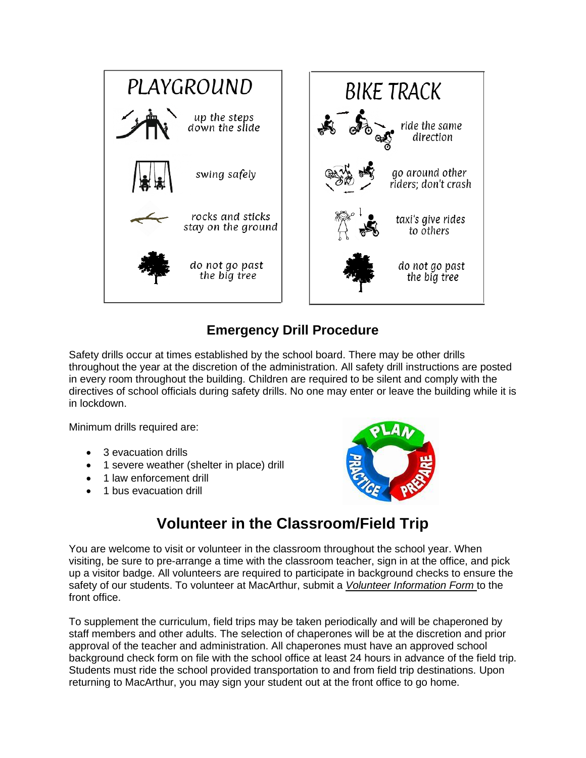## PLAYGROUND

- up the steps down the slide
- swing safely
- rocks and sticks stay on the ground
- do not go past the big tree

## BIKE TRACK

- ride the same direction
- go around other riders; don't crash
- taxi's give rides to others
- do not go past the big tree

## Emergency Drill Procedure

Safety drills occur at times established by the school board. There may be other drills throughout the year at the discretion of the administration. All safety drill instructions are posted in every room throughout the building. Children are required to be silent and comply with the directives of school officials during safety drills. No one may enter or leave the building while it is in lockdown.

Minimum drills required are:

- 3 evacuation drills
- 1 severe weather (shelter in place) drill
- 1 law enforcement drill
- 1 bus evacuation drill

PLAN PREPARE PRACTICE

# Volunteer in the Classroom/Field Trip

You are welcome to visit or volunteer in the classroom throughout the school year. When visiting, be sure to pre-arrange a time with the classroom teacher, sign in at the office, and pick up a visitor badge. All volunteers are required to participate in background checks to ensure the safety of our students. To volunteer at MacArthur, submit a *Volunteer Information Form* to the front office.

To supplement the curriculum, field trips may be taken periodically and will be chaperoned by staff members and other adults. The selection of chaperones will be at the discretion and prior approval of the teacher and administration. All chaperones must have an approved school background check form on file with the school office at least 24 hours in advance of the field trip. Students must ride the school provided transportation to and from field trip destinations. Upon returning to MacArthur, you may sign your student out at the front office to go home.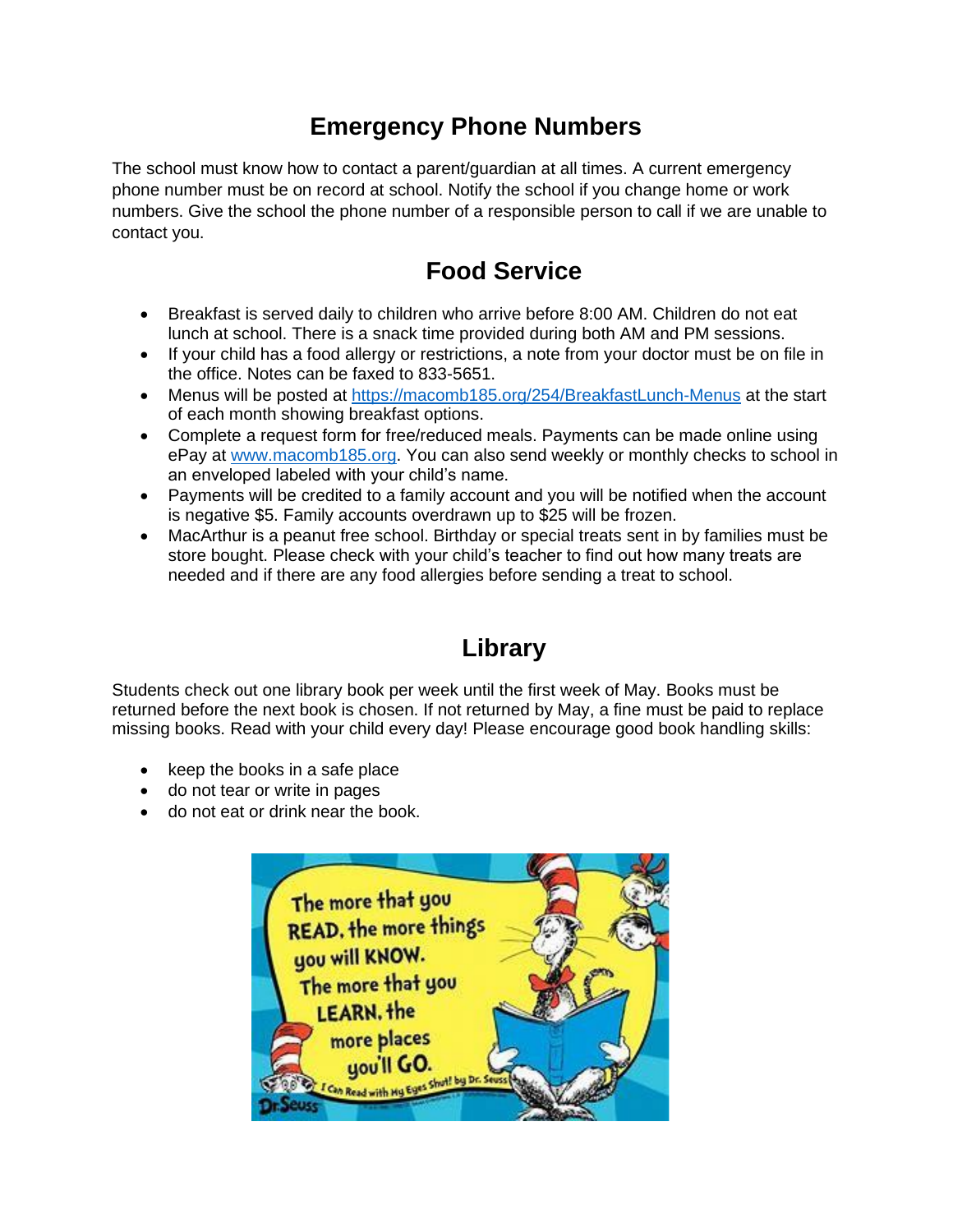## Emergency Phone Numbers

The school must know how to contact a parent/guardian at all times. A current emergency phone number must be on record at school. Notify the school if you change home or work numbers. Give the school the phone number of a responsible person to call if we are unable to contact you.

## Food Service

- Breakfast is served daily to children who arrive before 8:00 AM. Children do not eat lunch at school. There is a snack time provided during both AM and PM sessions.
- If your child has a food allergy or restrictions, a note from your doctor must be on file in the office. Notes can be faxed to 833-5651.
- Menus will be posted at [https://macomb185.org/254/BreakfastLunch-Menus](https://macomb185.org/254/BreakfastLunch-Menus) at the start of each month showing breakfast options.
- Complete a request form for free/reduced meals. Payments can be made online using ePay at [www.macomb185.org](http://www.macomb185.org). You can also send weekly or monthly checks to school in an enveloped labeled with your child's name.
- Payments will be credited to a family account and you will be notified when the account is negative $5. Family accounts overdrawn up to $25 will be frozen.
- MacArthur is a peanut free school. Birthday or special treats sent in by families must be store bought. Please check with your child's teacher to find out how many treats are needed and if there are any food allergies before sending a treat to school.

## Library

Students check out one library book per week until the first week of May. Books must be returned before the next book is chosen. If not returned by May, a fine must be paid to replace missing books. Read with your child every day! Please encourage good book handling skills:

- keep the books in a safe place
- do not tear or write in pages
- do not eat or drink near the book.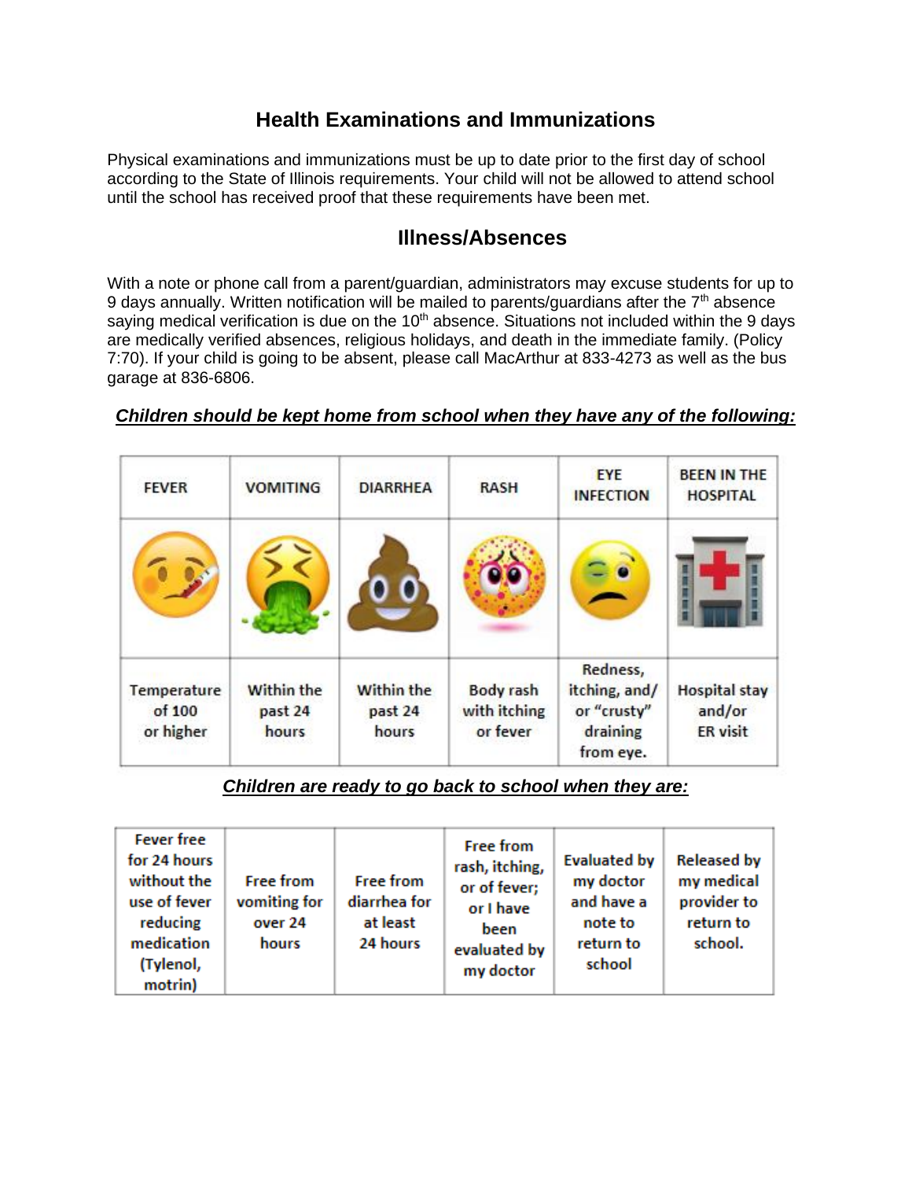## Health Examinations and Immunizations

Physical examinations and immunizations must be up to date prior to the first day of school according to the State of Illinois requirements. Your child will not be allowed to attend school until the school has received proof that these requirements have been met.

## Illness/Absences

With a note or phone call from a parent/guardian, administrators may excuse students for up to 9 days annually. Written notification will be mailed to parents/guardians after the 7th absence saying medical verification is due on the 10th absence. Situations not included within the 9 days are medically verified absences, religious holidays, and death in the immediate family. (Policy 7:70). If your child is going to be absent, please call MacArthur at 833-4273 as well as the bus garage at 836-6806.

***<u>Children should be kept home from school when they have any of the following:</u>***

| FEVER | VOMITING | DIARRHEA | RASH | EYE INFECTION | BEEN IN THE HOSPITAL |
|---|---|---|---|---|---|
| Temperature of 100 or higher | Within the past 24 hours | Within the past 24 hours | Body rash with itching or fever | Redness, itching, and/ or "crusty" draining from eye. | Hospital stay and/or ER visit |

***<u>Children are ready to go back to school when they are:</u>***

| Fever free for 24 hours without the use of fever reducing medication (Tylenol, motrin) | Free from vomiting for over 24 hours | Free from diarrhea for at least 24 hours | Free from rash, itching, or of fever; or I have been evaluated by my doctor | Evaluated by my doctor and have a note to return to school | Released by my medical provider to return to school. |
|---|---|---|---|---|---|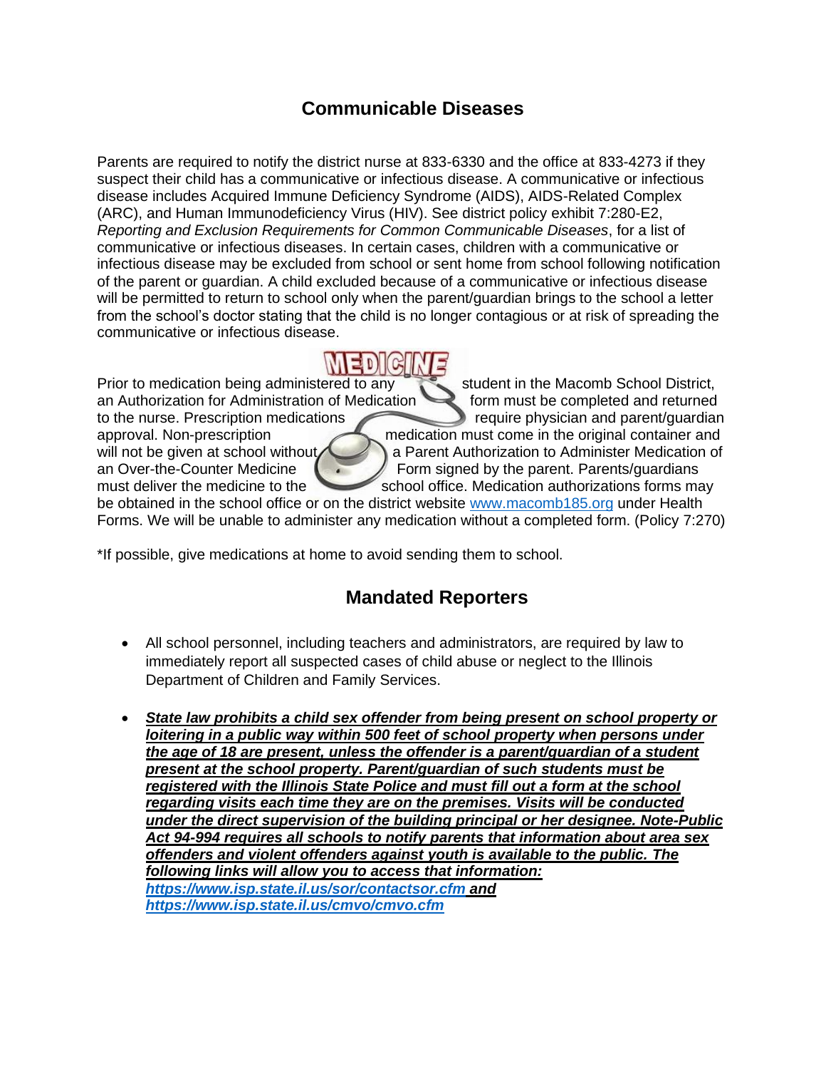## Communicable Diseases

Parents are required to notify the district nurse at 833-6330 and the office at 833-4273 if they suspect their child has a communicative or infectious disease. A communicative or infectious disease includes Acquired Immune Deficiency Syndrome (AIDS), AIDS-Related Complex (ARC), and Human Immunodeficiency Virus (HIV). See district policy exhibit 7:280-E2, *Reporting and Exclusion Requirements for Common Communicable Diseases*, for a list of communicative or infectious diseases. In certain cases, children with a communicative or infectious disease may be excluded from school or sent home from school following notification of the parent or guardian. A child excluded because of a communicative or infectious disease will be permitted to return to school only when the parent/guardian brings to the school a letter from the school's doctor stating that the child is no longer contagious or at risk of spreading the communicative or infectious disease.

Prior to medication being administered to any student in the Macomb School District, an Authorization for Administration of Medication form must be completed and returned to the nurse. Prescription medications require physician and parent/guardian approval. Non-prescription medication must come in the original container and will not be given at school without a Parent Authorization to Administer Medication of an Over-the-Counter Medicine Form signed by the parent. Parents/guardians must deliver the medicine to the school office. Medication authorizations forms may be obtained in the school office or on the district website www.macomb185.org under Health Forms. We will be unable to administer any medication without a completed form. (Policy 7:270)

*If possible, give medications at home to avoid sending them to school.

## Mandated Reporters

- All school personnel, including teachers and administrators, are required by law to immediately report all suspected cases of child abuse or neglect to the Illinois Department of Children and Family Services.

- ***State law prohibits a child sex offender from being present on school property or loitering in a public way within 500 feet of school property when persons under the age of 18 are present, unless the offender is a parent/guardian of a student present at the school property. Parent/guardian of such students must be registered with the Illinois State Police and must fill out a form at the school regarding visits each time they are on the premises. Visits will be conducted under the direct supervision of the building principal or her designee. Note-Public Act 94-994 requires all schools to notify parents that information about area sex offenders and violent offenders against youth is available to the public. The following links will allow you to access that information: https://www.isp.state.il.us/sor/contactsor.cfm and https://www.isp.state.il.us/cmvo/cmvo.cfm***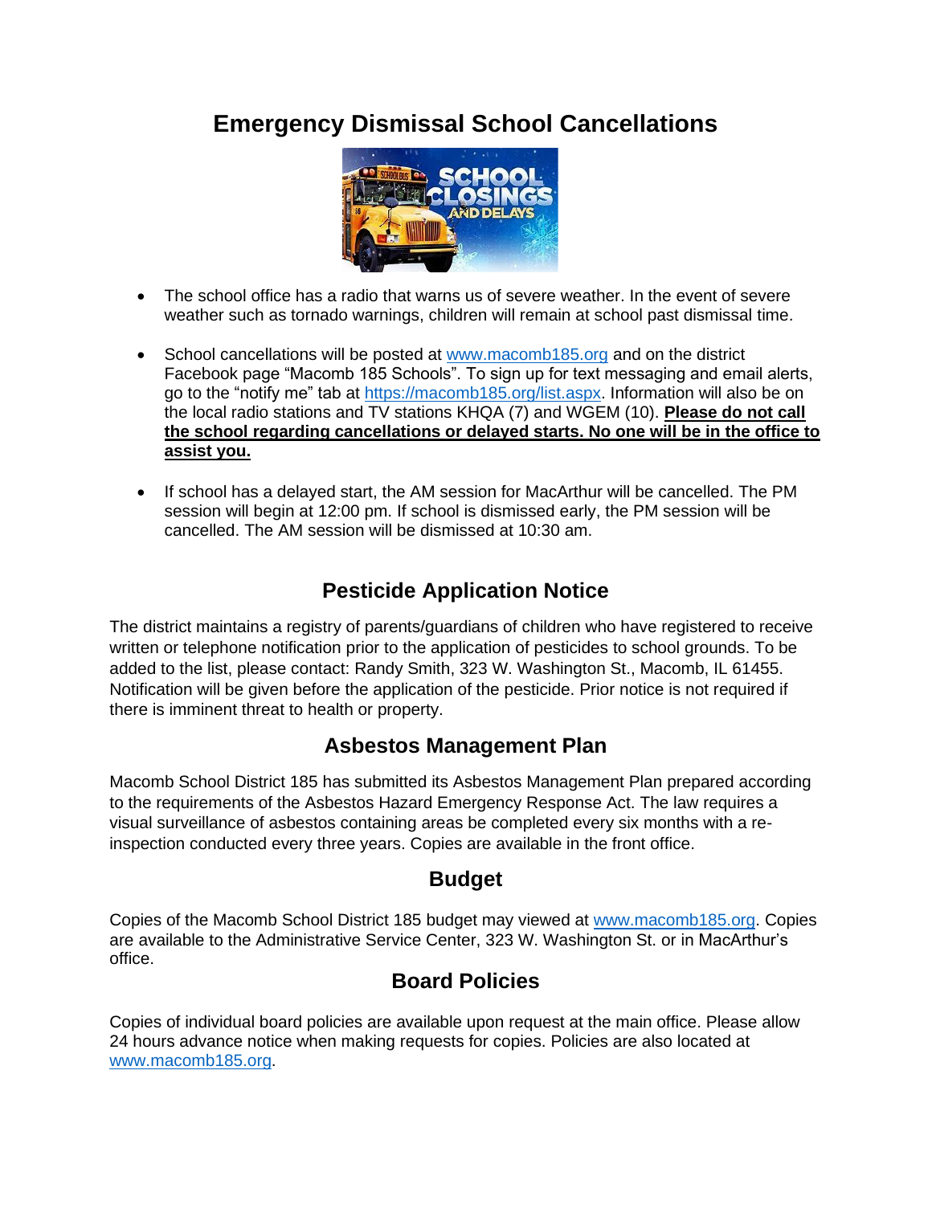# Emergency Dismissal School Cancellations

- The school office has a radio that warns us of severe weather. In the event of severe weather such as tornado warnings, children will remain at school past dismissal time.

- School cancellations will be posted at www.macomb185.org and on the district Facebook page "Macomb 185 Schools". To sign up for text messaging and email alerts, go to the "notify me" tab at https://macomb185.org/list.aspx. Information will also be on the local radio stations and TV stations KHQA (7) and WGEM (10). **Please do not call the school regarding cancellations or delayed starts. No one will be in the office to assist you.**

- If school has a delayed start, the AM session for MacArthur will be cancelled. The PM session will begin at 12:00 pm. If school is dismissed early, the PM session will be cancelled. The AM session will be dismissed at 10:30 am.

## Pesticide Application Notice

The district maintains a registry of parents/guardians of children who have registered to receive written or telephone notification prior to the application of pesticides to school grounds. To be added to the list, please contact: Randy Smith, 323 W. Washington St., Macomb, IL 61455. Notification will be given before the application of the pesticide. Prior notice is not required if there is imminent threat to health or property.

## Asbestos Management Plan

Macomb School District 185 has submitted its Asbestos Management Plan prepared according to the requirements of the Asbestos Hazard Emergency Response Act. The law requires a visual surveillance of asbestos containing areas be completed every six months with a re-inspection conducted every three years. Copies are available in the front office.

## Budget

Copies of the Macomb School District 185 budget may viewed at www.macomb185.org. Copies are available to the Administrative Service Center, 323 W. Washington St. or in MacArthur's office.

## Board Policies

Copies of individual board policies are available upon request at the main office. Please allow 24 hours advance notice when making requests for copies. Policies are also located at www.macomb185.org.